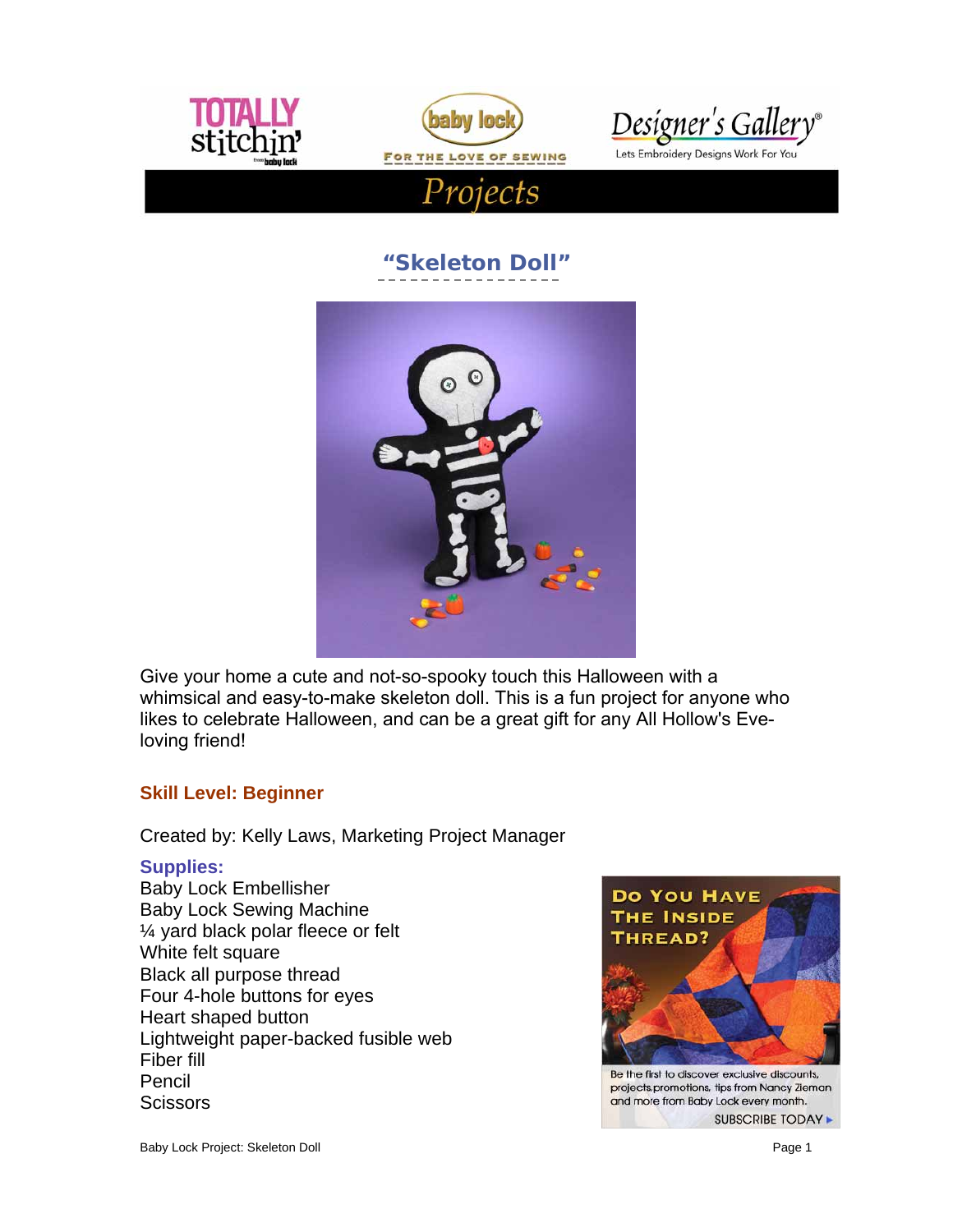# "Skeleton Doll"

Give your home a cute and not-so-spooky touch this Halloween with a whimsical and easy-to-make skeleton doll. This is a fun project for anyone who likes to celebrate Halloween, and can be a great gift for any All Hollow's Eve-loving friend!

### Skill Level: Beginner

Created by: Kelly Laws, Marketing Project Manager

### Supplies:

Baby Lock Embellisher
Baby Lock Sewing Machine
¼ yard black polar fleece or felt
White felt square
Black all purpose thread
Four 4-hole buttons for eyes
Heart shaped button
Lightweight paper-backed fusible web
Fiber fill
Pencil
Scissors

**Do You Have The Inside Thread?**

Be the first to discover exclusive discounts, projects, promotions, tips from Nancy Zieman and more from Baby Lock every month.

SUBSCRIBE TODAY ▸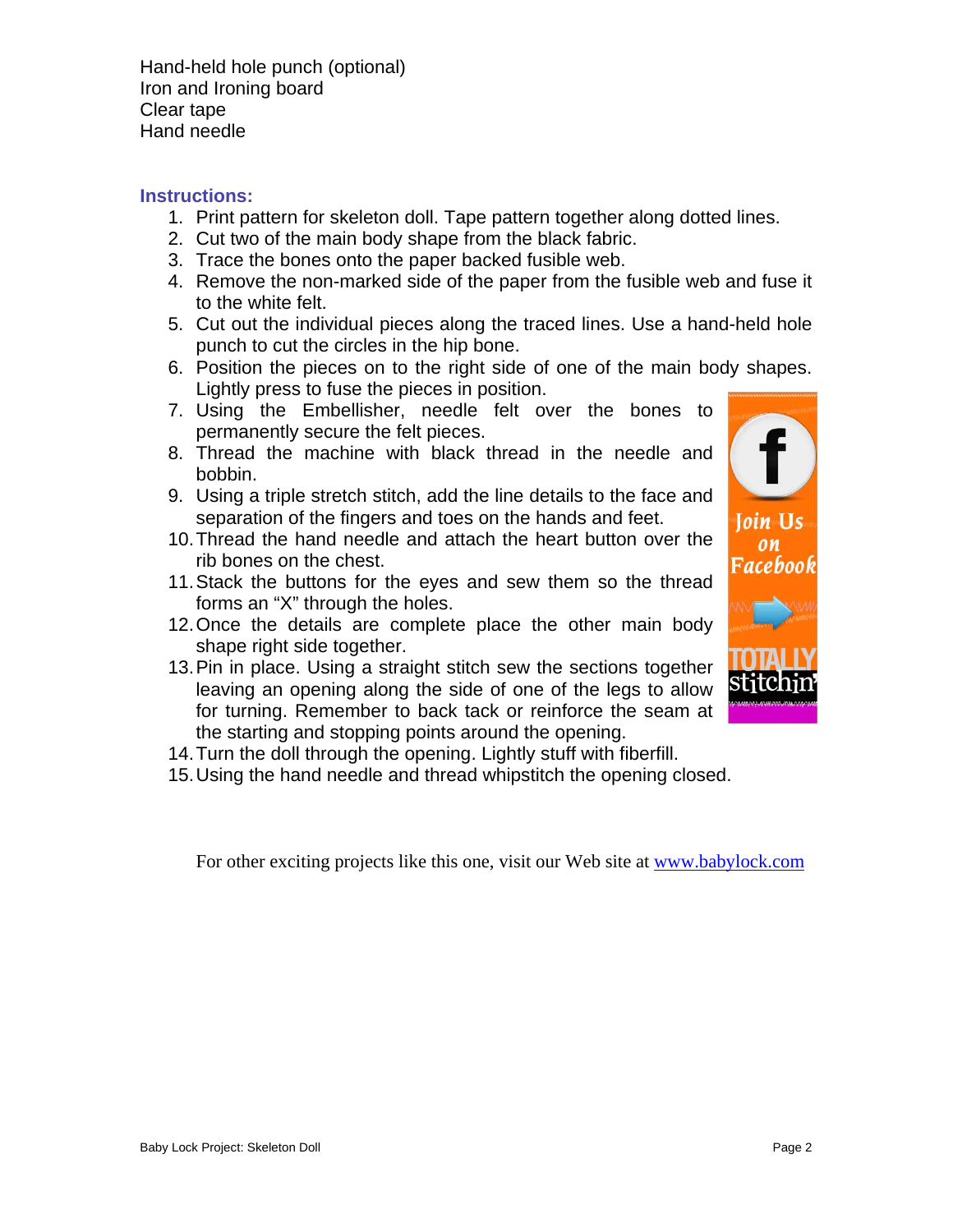Hand-held hole punch (optional)
Iron and Ironing board
Clear tape
Hand needle

### Instructions:

1. Print pattern for skeleton doll. Tape pattern together along dotted lines.
2. Cut two of the main body shape from the black fabric.
3. Trace the bones onto the paper backed fusible web.
4. Remove the non-marked side of the paper from the fusible web and fuse it to the white felt.
5. Cut out the individual pieces along the traced lines. Use a hand-held hole punch to cut the circles in the hip bone.
6. Position the pieces on to the right side of one of the main body shapes. Lightly press to fuse the pieces in position.
7. Using the Embellisher, needle felt over the bones to permanently secure the felt pieces.
8. Thread the machine with black thread in the needle and bobbin.
9. Using a triple stretch stitch, add the line details to the face and separation of the fingers and toes on the hands and feet.
10. Thread the hand needle and attach the heart button over the rib bones on the chest.
11. Stack the buttons for the eyes and sew them so the thread forms an "X" through the holes.
12. Once the details are complete place the other main body shape right side together.
13. Pin in place. Using a straight stitch sew the sections together leaving an opening along the side of one of the legs to allow for turning. Remember to back tack or reinforce the seam at the starting and stopping points around the opening.
14. Turn the doll through the opening. Lightly stuff with fiberfill.
15. Using the hand needle and thread whipstitch the opening closed.

Join Us on Facebook

TOTALLY stitchin'

For other exciting projects like this one, visit our Web site at www.babylock.com